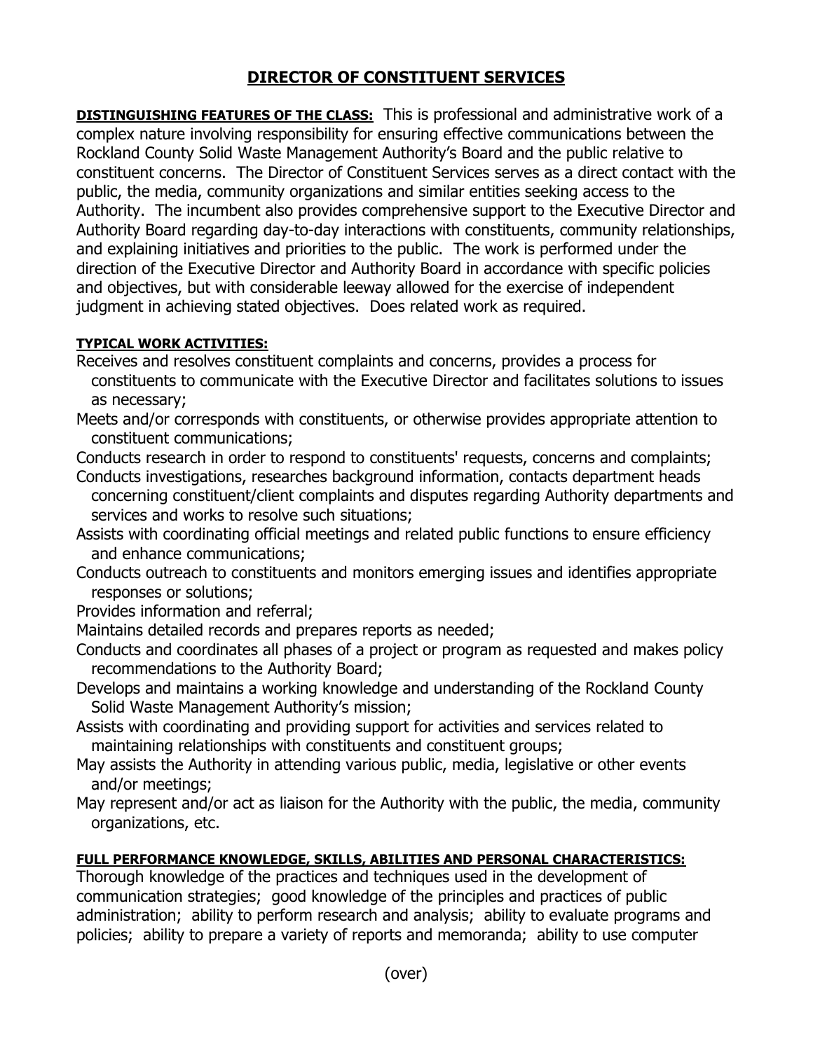# DIRECTOR OF CONSTITUENT SERVICES

**DISTINGUISHING FEATURES OF THE CLASS:** This is professional and administrative work of a complex nature involving responsibility for ensuring effective communications between the Rockland County Solid Waste Management Authority's Board and the public relative to constituent concerns. The Director of Constituent Services serves as a direct contact with the public, the media, community organizations and similar entities seeking access to the Authority. The incumbent also provides comprehensive support to the Executive Director and Authority Board regarding day-to-day interactions with constituents, community relationships, and explaining initiatives and priorities to the public. The work is performed under the direction of the Executive Director and Authority Board in accordance with specific policies and objectives, but with considerable leeway allowed for the exercise of independent judgment in achieving stated objectives. Does related work as required.

**TYPICAL WORK ACTIVITIES:**

Receives and resolves constituent complaints and concerns, provides a process for constituents to communicate with the Executive Director and facilitates solutions to issues as necessary;

Meets and/or corresponds with constituents, or otherwise provides appropriate attention to constituent communications;

Conducts research in order to respond to constituents' requests, concerns and complaints;

Conducts investigations, researches background information, contacts department heads concerning constituent/client complaints and disputes regarding Authority departments and services and works to resolve such situations;

Assists with coordinating official meetings and related public functions to ensure efficiency and enhance communications;

Conducts outreach to constituents and monitors emerging issues and identifies appropriate responses or solutions;

Provides information and referral;

Maintains detailed records and prepares reports as needed;

Conducts and coordinates all phases of a project or program as requested and makes policy recommendations to the Authority Board;

Develops and maintains a working knowledge and understanding of the Rockland County Solid Waste Management Authority's mission;

Assists with coordinating and providing support for activities and services related to maintaining relationships with constituents and constituent groups;

May assists the Authority in attending various public, media, legislative or other events and/or meetings;

May represent and/or act as liaison for the Authority with the public, the media, community organizations, etc.

**FULL PERFORMANCE KNOWLEDGE, SKILLS, ABILITIES AND PERSONAL CHARACTERISTICS:**

Thorough knowledge of the practices and techniques used in the development of communication strategies; good knowledge of the principles and practices of public administration; ability to perform research and analysis; ability to evaluate programs and policies; ability to prepare a variety of reports and memoranda; ability to use computer

(over)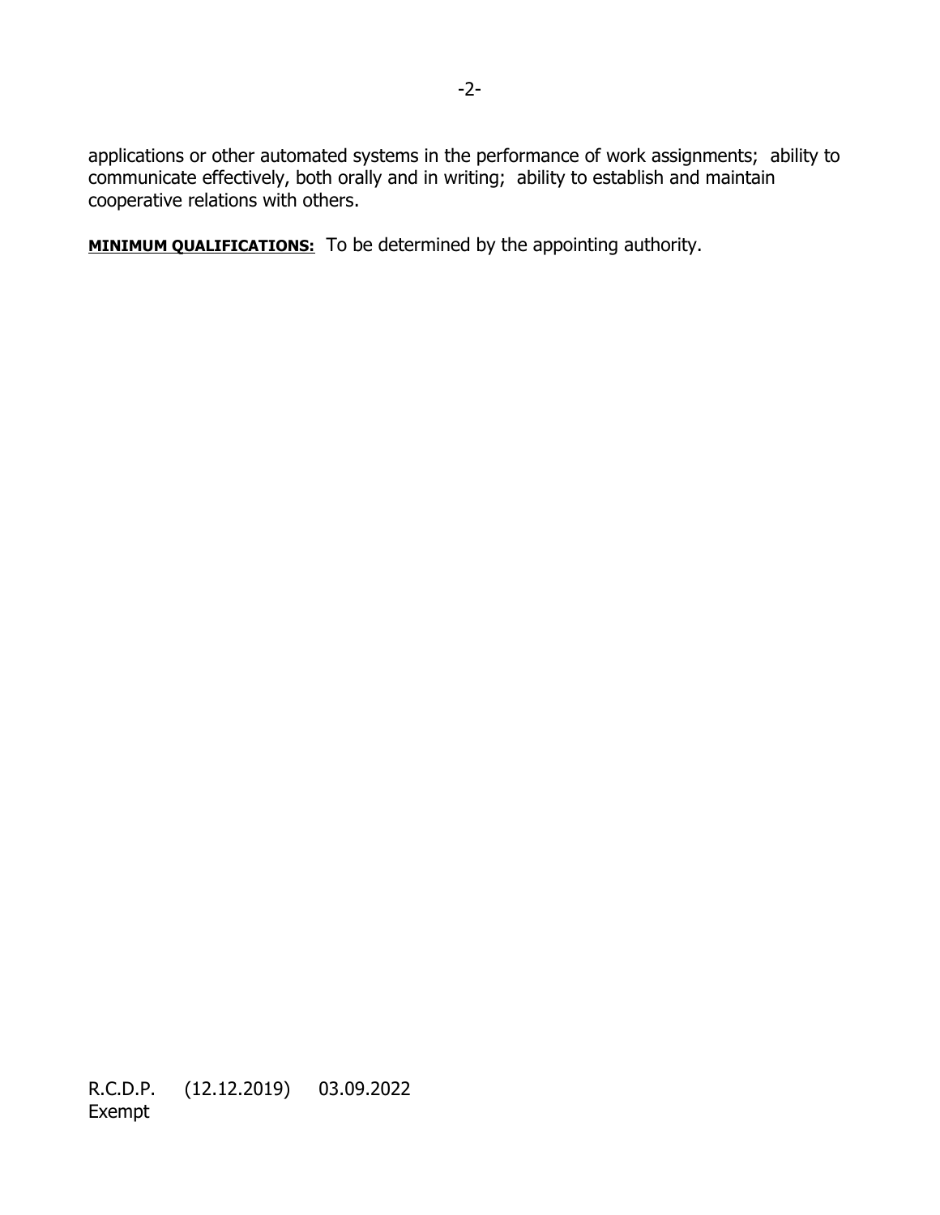applications or other automated systems in the performance of work assignments; ability to communicate effectively, both orally and in writing; ability to establish and maintain cooperative relations with others.

**MINIMUM QUALIFICATIONS:** To be determined by the appointing authority.

R.C.D.P. (12.12.2019) 03.09.2022
Exempt